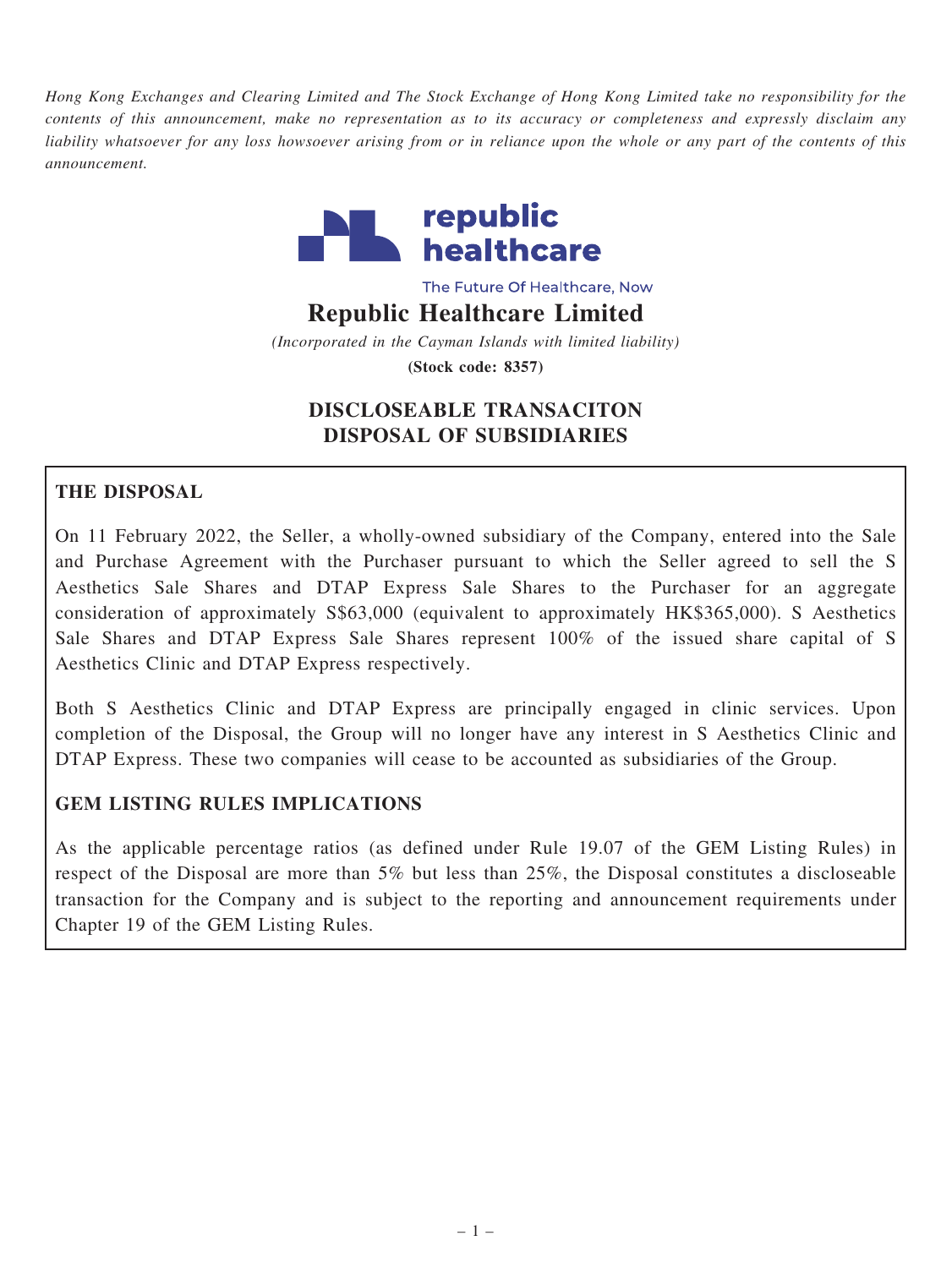*Hong Kong Exchanges and Clearing Limited and The Stock Exchange of Hong Kong Limited take no responsibility for the contents of this announcement, make no representation as to its accuracy or completeness and expressly disclaim any liability whatsoever for any loss howsoever arising from or in reliance upon the whole or any part of the contents of this announcement.*

republic healthcare

The Future Of Healthcare, Now

# Republic Healthcare Limited

*(Incorporated in the Cayman Islands with limited liability)*

**(Stock code: 8357)**

## DISCLOSEABLE TRANSACITON
## DISPOSAL OF SUBSIDIARIES

**THE DISPOSAL**

On 11 February 2022, the Seller, a wholly-owned subsidiary of the Company, entered into the Sale and Purchase Agreement with the Purchaser pursuant to which the Seller agreed to sell the S Aesthetics Sale Shares and DTAP Express Sale Shares to the Purchaser for an aggregate consideration of approximately S$63,000 (equivalent to approximately HK$365,000). S Aesthetics Sale Shares and DTAP Express Sale Shares represent 100% of the issued share capital of S Aesthetics Clinic and DTAP Express respectively.

Both S Aesthetics Clinic and DTAP Express are principally engaged in clinic services. Upon completion of the Disposal, the Group will no longer have any interest in S Aesthetics Clinic and DTAP Express. These two companies will cease to be accounted as subsidiaries of the Group.

**GEM LISTING RULES IMPLICATIONS**

As the applicable percentage ratios (as defined under Rule 19.07 of the GEM Listing Rules) in respect of the Disposal are more than 5% but less than 25%, the Disposal constitutes a discloseable transaction for the Company and is subject to the reporting and announcement requirements under Chapter 19 of the GEM Listing Rules.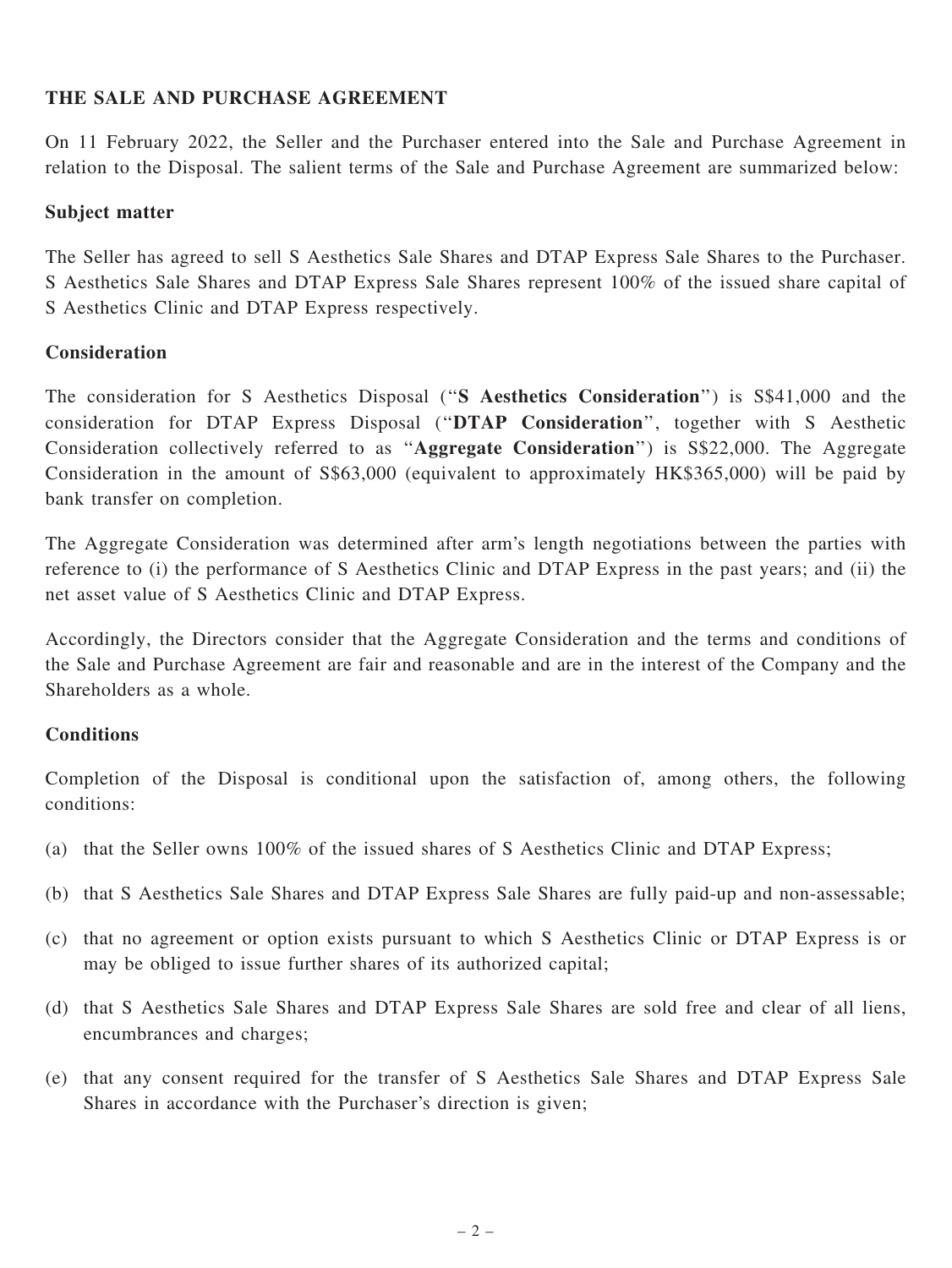## THE SALE AND PURCHASE AGREEMENT

On 11 February 2022, the Seller and the Purchaser entered into the Sale and Purchase Agreement in relation to the Disposal. The salient terms of the Sale and Purchase Agreement are summarized below:

### Subject matter

The Seller has agreed to sell S Aesthetics Sale Shares and DTAP Express Sale Shares to the Purchaser. S Aesthetics Sale Shares and DTAP Express Sale Shares represent 100% of the issued share capital of S Aesthetics Clinic and DTAP Express respectively.

### Consideration

The consideration for S Aesthetics Disposal ("**S Aesthetics Consideration**") is S$41,000 and the consideration for DTAP Express Disposal ("**DTAP Consideration**", together with S Aesthetic Consideration collectively referred to as "**Aggregate Consideration**") is S$22,000. The Aggregate Consideration in the amount of S$63,000 (equivalent to approximately HK$365,000) will be paid by bank transfer on completion.

The Aggregate Consideration was determined after arm's length negotiations between the parties with reference to (i) the performance of S Aesthetics Clinic and DTAP Express in the past years; and (ii) the net asset value of S Aesthetics Clinic and DTAP Express.

Accordingly, the Directors consider that the Aggregate Consideration and the terms and conditions of the Sale and Purchase Agreement are fair and reasonable and are in the interest of the Company and the Shareholders as a whole.

### Conditions

Completion of the Disposal is conditional upon the satisfaction of, among others, the following conditions:

(a) that the Seller owns 100% of the issued shares of S Aesthetics Clinic and DTAP Express;

(b) that S Aesthetics Sale Shares and DTAP Express Sale Shares are fully paid-up and non-assessable;

(c) that no agreement or option exists pursuant to which S Aesthetics Clinic or DTAP Express is or may be obliged to issue further shares of its authorized capital;

(d) that S Aesthetics Sale Shares and DTAP Express Sale Shares are sold free and clear of all liens, encumbrances and charges;

(e) that any consent required for the transfer of S Aesthetics Sale Shares and DTAP Express Sale Shares in accordance with the Purchaser's direction is given;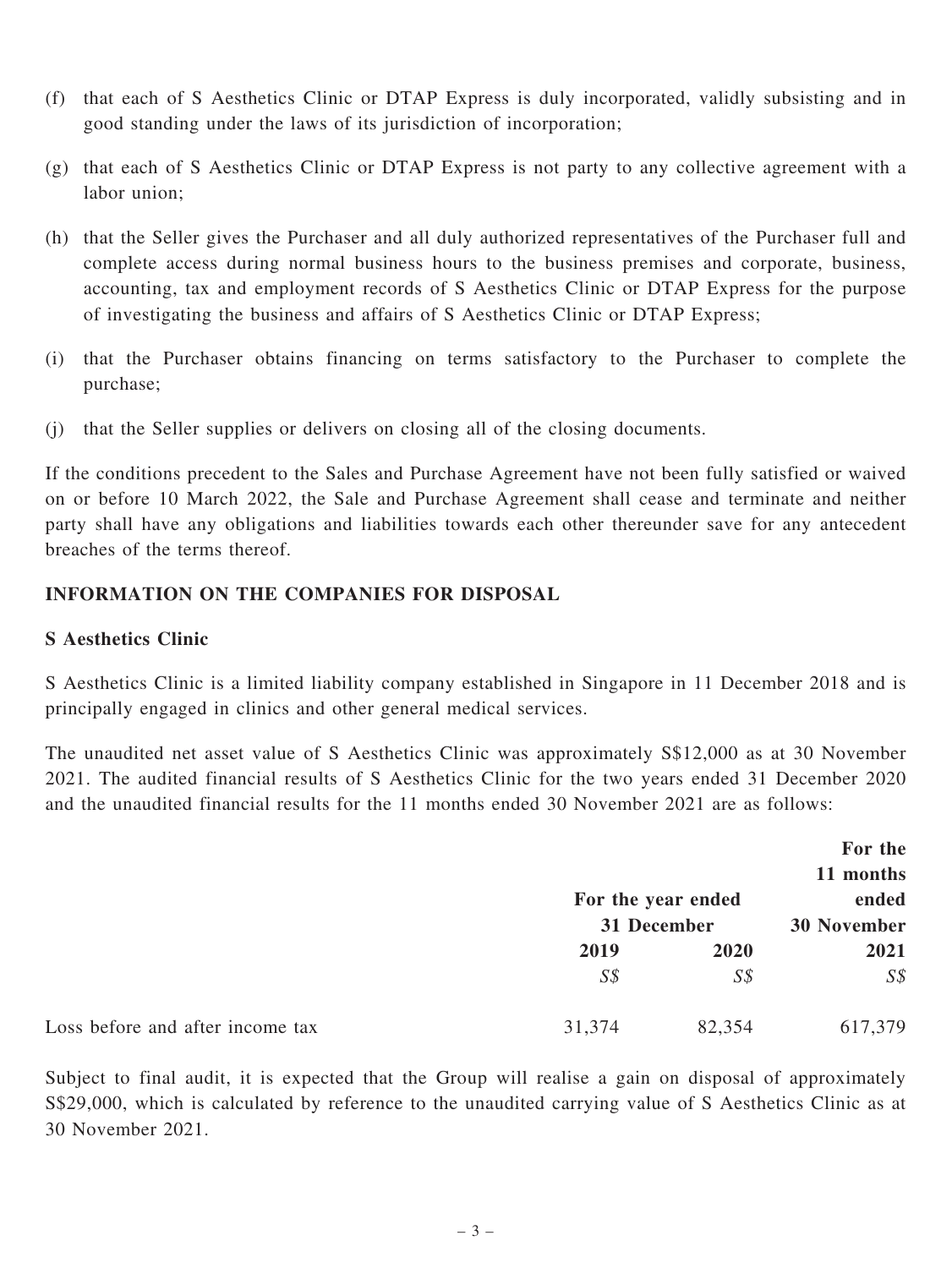(f) that each of S Aesthetics Clinic or DTAP Express is duly incorporated, validly subsisting and in good standing under the laws of its jurisdiction of incorporation;

(g) that each of S Aesthetics Clinic or DTAP Express is not party to any collective agreement with a labor union;

(h) that the Seller gives the Purchaser and all duly authorized representatives of the Purchaser full and complete access during normal business hours to the business premises and corporate, business, accounting, tax and employment records of S Aesthetics Clinic or DTAP Express for the purpose of investigating the business and affairs of S Aesthetics Clinic or DTAP Express;

(i) that the Purchaser obtains financing on terms satisfactory to the Purchaser to complete the purchase;

(j) that the Seller supplies or delivers on closing all of the closing documents.

If the conditions precedent to the Sales and Purchase Agreement have not been fully satisfied or waived on or before 10 March 2022, the Sale and Purchase Agreement shall cease and terminate and neither party shall have any obligations and liabilities towards each other thereunder save for any antecedent breaches of the terms thereof.

## INFORMATION ON THE COMPANIES FOR DISPOSAL

### S Aesthetics Clinic

S Aesthetics Clinic is a limited liability company established in Singapore in 11 December 2018 and is principally engaged in clinics and other general medical services.

The unaudited net asset value of S Aesthetics Clinic was approximately S$12,000 as at 30 November 2021. The audited financial results of S Aesthetics Clinic for the two years ended 31 December 2020 and the unaudited financial results for the 11 months ended 30 November 2021 are as follows:

| | For the year ended 31 December | | For the 11 months ended 30 November |
|---|---|---|---|
| | **2019** | **2020** | **2021** |
| | *S$* | *S$* | *S$* |
| Loss before and after income tax | 31,374 | 82,354 | 617,379 |

Subject to final audit, it is expected that the Group will realise a gain on disposal of approximately S$29,000, which is calculated by reference to the unaudited carrying value of S Aesthetics Clinic as at 30 November 2021.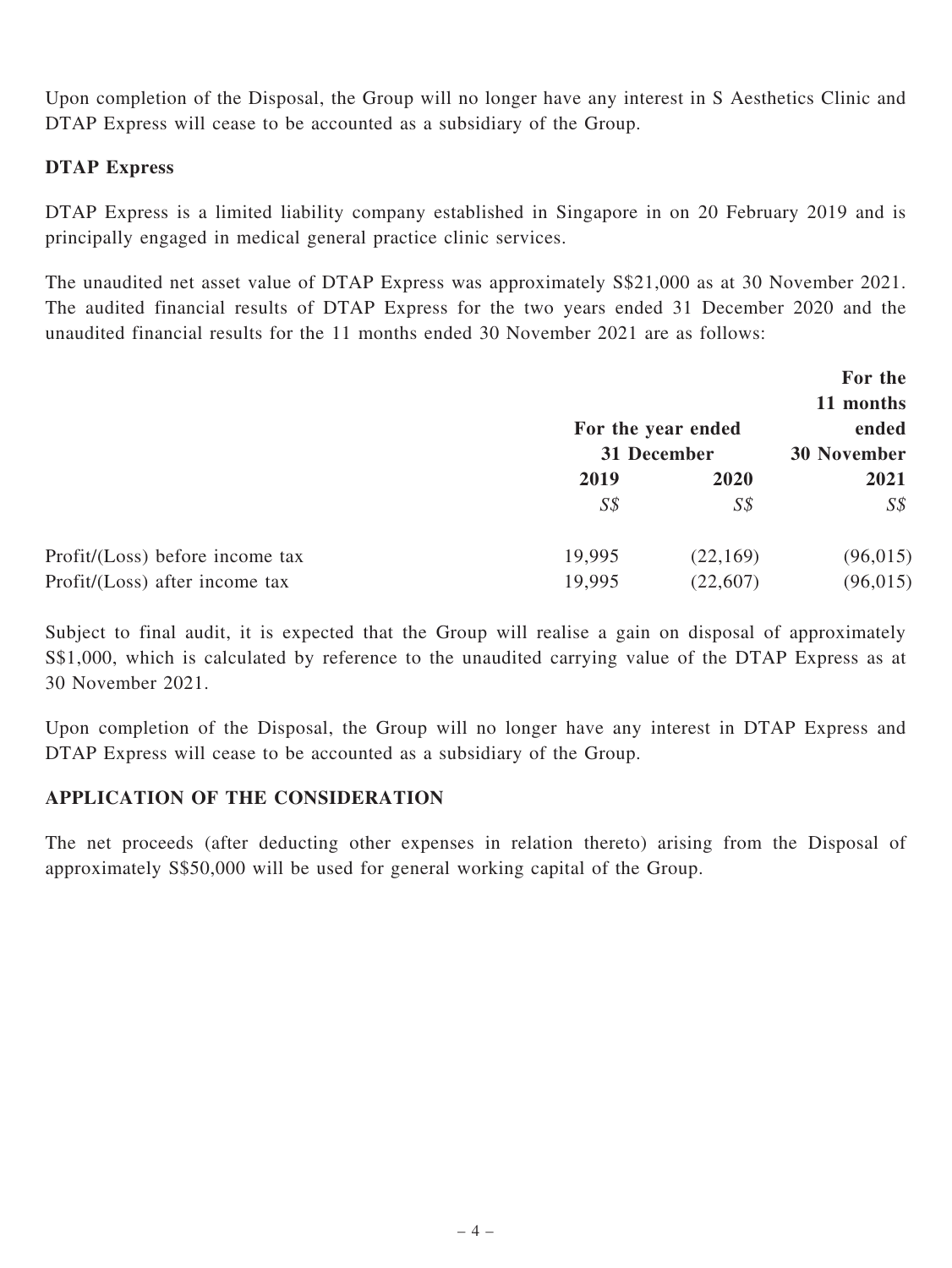Upon completion of the Disposal, the Group will no longer have any interest in S Aesthetics Clinic and DTAP Express will cease to be accounted as a subsidiary of the Group.

**DTAP Express**

DTAP Express is a limited liability company established in Singapore in on 20 February 2019 and is principally engaged in medical general practice clinic services.

The unaudited net asset value of DTAP Express was approximately S$21,000 as at 30 November 2021. The audited financial results of DTAP Express for the two years ended 31 December 2020 and the unaudited financial results for the 11 months ended 30 November 2021 are as follows:

| | For the year ended 31 December | | For the 11 months ended 30 November |
|---|---|---|---|
| | **2019** | **2020** | **2021** |
| | *S$* | *S$* | *S$* |
| Profit/(Loss) before income tax | 19,995 | (22,169) | (96,015) |
| Profit/(Loss) after income tax | 19,995 | (22,607) | (96,015) |

Subject to final audit, it is expected that the Group will realise a gain on disposal of approximately S$1,000, which is calculated by reference to the unaudited carrying value of the DTAP Express as at 30 November 2021.

Upon completion of the Disposal, the Group will no longer have any interest in DTAP Express and DTAP Express will cease to be accounted as a subsidiary of the Group.

**APPLICATION OF THE CONSIDERATION**

The net proceeds (after deducting other expenses in relation thereto) arising from the Disposal of approximately S$50,000 will be used for general working capital of the Group.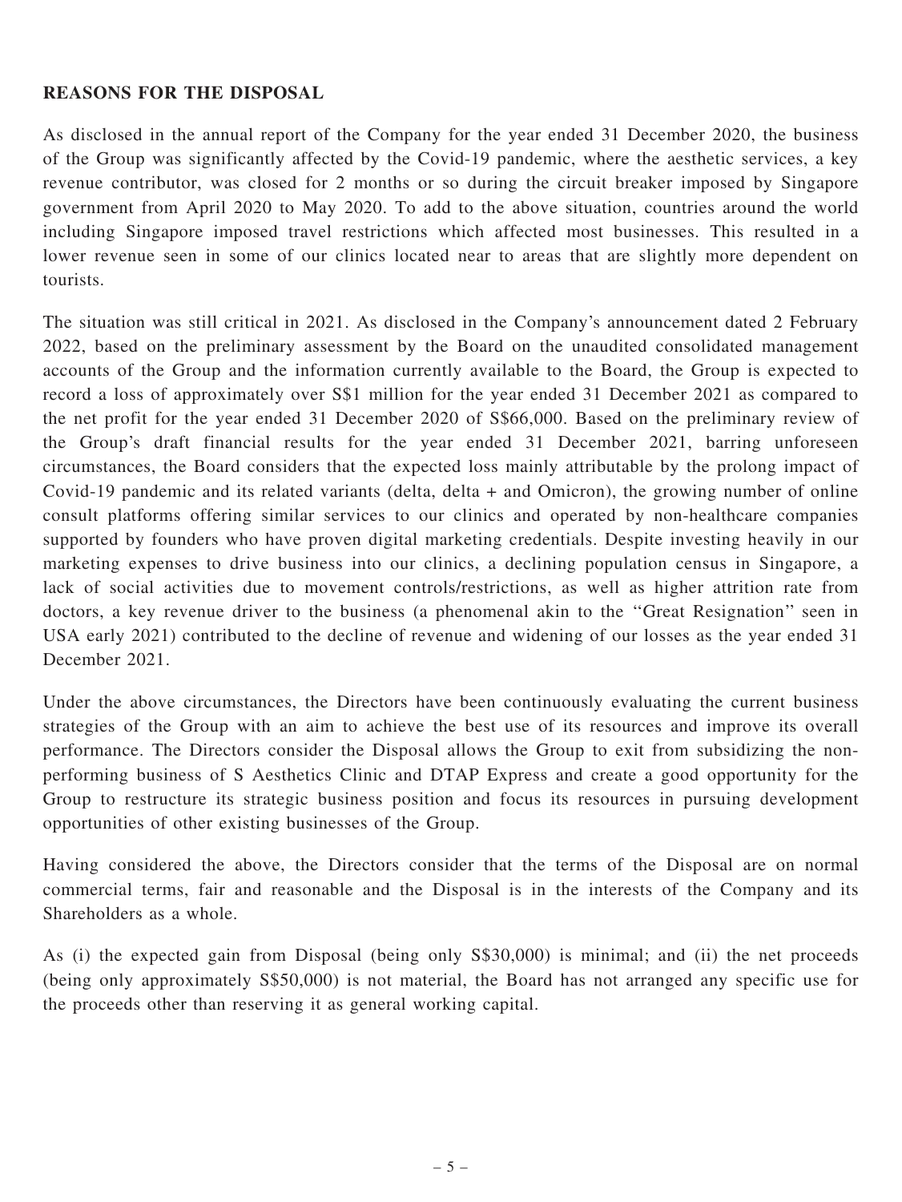## REASONS FOR THE DISPOSAL

As disclosed in the annual report of the Company for the year ended 31 December 2020, the business of the Group was significantly affected by the Covid-19 pandemic, where the aesthetic services, a key revenue contributor, was closed for 2 months or so during the circuit breaker imposed by Singapore government from April 2020 to May 2020. To add to the above situation, countries around the world including Singapore imposed travel restrictions which affected most businesses. This resulted in a lower revenue seen in some of our clinics located near to areas that are slightly more dependent on tourists.

The situation was still critical in 2021. As disclosed in the Company's announcement dated 2 February 2022, based on the preliminary assessment by the Board on the unaudited consolidated management accounts of the Group and the information currently available to the Board, the Group is expected to record a loss of approximately over S$1 million for the year ended 31 December 2021 as compared to the net profit for the year ended 31 December 2020 of S$66,000. Based on the preliminary review of the Group's draft financial results for the year ended 31 December 2021, barring unforeseen circumstances, the Board considers that the expected loss mainly attributable by the prolong impact of Covid-19 pandemic and its related variants (delta, delta + and Omicron), the growing number of online consult platforms offering similar services to our clinics and operated by non-healthcare companies supported by founders who have proven digital marketing credentials. Despite investing heavily in our marketing expenses to drive business into our clinics, a declining population census in Singapore, a lack of social activities due to movement controls/restrictions, as well as higher attrition rate from doctors, a key revenue driver to the business (a phenomenal akin to the "Great Resignation" seen in USA early 2021) contributed to the decline of revenue and widening of our losses as the year ended 31 December 2021.

Under the above circumstances, the Directors have been continuously evaluating the current business strategies of the Group with an aim to achieve the best use of its resources and improve its overall performance. The Directors consider the Disposal allows the Group to exit from subsidizing the non-performing business of S Aesthetics Clinic and DTAP Express and create a good opportunity for the Group to restructure its strategic business position and focus its resources in pursuing development opportunities of other existing businesses of the Group.

Having considered the above, the Directors consider that the terms of the Disposal are on normal commercial terms, fair and reasonable and the Disposal is in the interests of the Company and its Shareholders as a whole.

As (i) the expected gain from Disposal (being only S$30,000) is minimal; and (ii) the net proceeds (being only approximately S$50,000) is not material, the Board has not arranged any specific use for the proceeds other than reserving it as general working capital.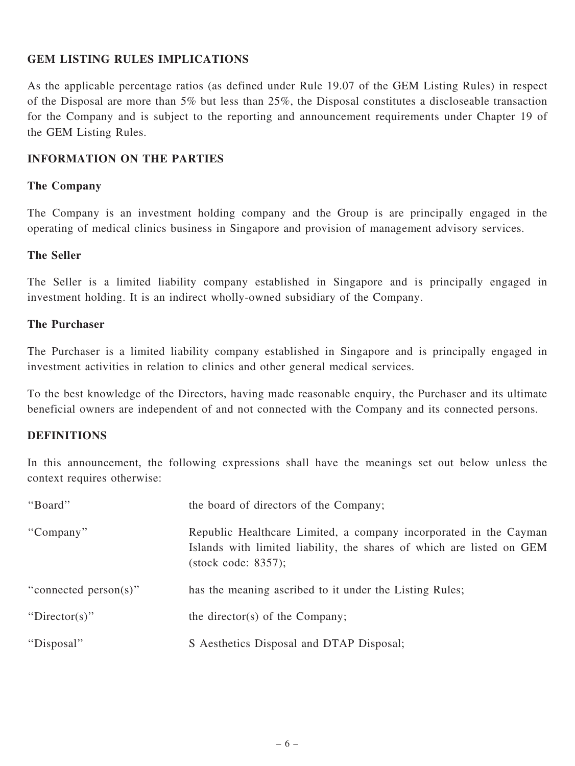## GEM LISTING RULES IMPLICATIONS

As the applicable percentage ratios (as defined under Rule 19.07 of the GEM Listing Rules) in respect of the Disposal are more than 5% but less than 25%, the Disposal constitutes a discloseable transaction for the Company and is subject to the reporting and announcement requirements under Chapter 19 of the GEM Listing Rules.

## INFORMATION ON THE PARTIES

### The Company

The Company is an investment holding company and the Group is are principally engaged in the operating of medical clinics business in Singapore and provision of management advisory services.

### The Seller

The Seller is a limited liability company established in Singapore and is principally engaged in investment holding. It is an indirect wholly-owned subsidiary of the Company.

### The Purchaser

The Purchaser is a limited liability company established in Singapore and is principally engaged in investment activities in relation to clinics and other general medical services.

To the best knowledge of the Directors, having made reasonable enquiry, the Purchaser and its ultimate beneficial owners are independent of and not connected with the Company and its connected persons.

## DEFINITIONS

In this announcement, the following expressions shall have the meanings set out below unless the context requires otherwise:

| | |
|---|---|
| "Board" | the board of directors of the Company; |
| "Company" | Republic Healthcare Limited, a company incorporated in the Cayman Islands with limited liability, the shares of which are listed on GEM (stock code: 8357); |
| "connected person(s)" | has the meaning ascribed to it under the Listing Rules; |
| "Director(s)" | the director(s) of the Company; |
| "Disposal" | S Aesthetics Disposal and DTAP Disposal; |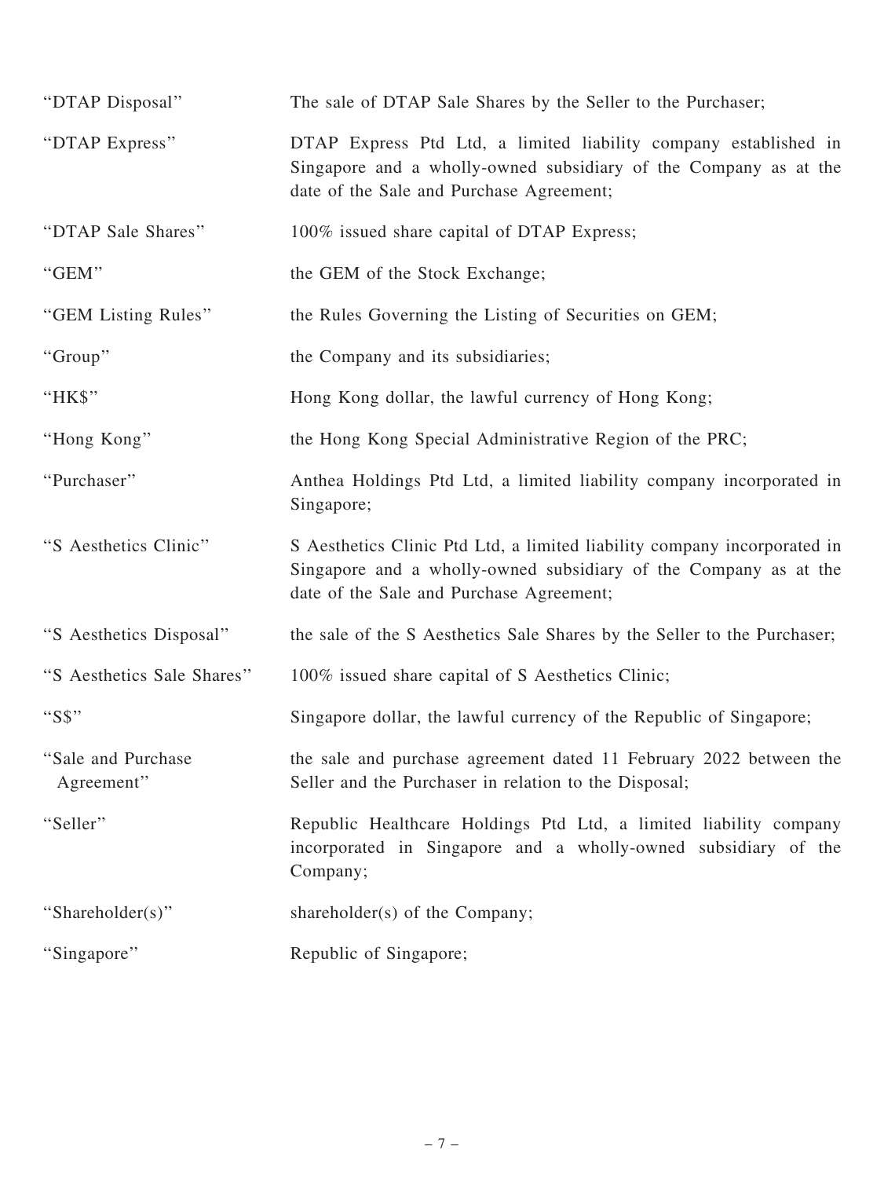| | |
|---|---|
| "DTAP Disposal" | The sale of DTAP Sale Shares by the Seller to the Purchaser; |
| "DTAP Express" | DTAP Express Ptd Ltd, a limited liability company established in Singapore and a wholly-owned subsidiary of the Company as at the date of the Sale and Purchase Agreement; |
| "DTAP Sale Shares" | 100% issued share capital of DTAP Express; |
| "GEM" | the GEM of the Stock Exchange; |
| "GEM Listing Rules" | the Rules Governing the Listing of Securities on GEM; |
| "Group" | the Company and its subsidiaries; |
| "HK$" | Hong Kong dollar, the lawful currency of Hong Kong; |
| "Hong Kong" | the Hong Kong Special Administrative Region of the PRC; |
| "Purchaser" | Anthea Holdings Ptd Ltd, a limited liability company incorporated in Singapore; |
| "S Aesthetics Clinic" | S Aesthetics Clinic Ptd Ltd, a limited liability company incorporated in Singapore and a wholly-owned subsidiary of the Company as at the date of the Sale and Purchase Agreement; |
| "S Aesthetics Disposal" | the sale of the S Aesthetics Sale Shares by the Seller to the Purchaser; |
| "S Aesthetics Sale Shares" | 100% issued share capital of S Aesthetics Clinic; |
| "S$" | Singapore dollar, the lawful currency of the Republic of Singapore; |
| "Sale and Purchase Agreement" | the sale and purchase agreement dated 11 February 2022 between the Seller and the Purchaser in relation to the Disposal; |
| "Seller" | Republic Healthcare Holdings Ptd Ltd, a limited liability company incorporated in Singapore and a wholly-owned subsidiary of the Company; |
| "Shareholder(s)" | shareholder(s) of the Company; |
| "Singapore" | Republic of Singapore; |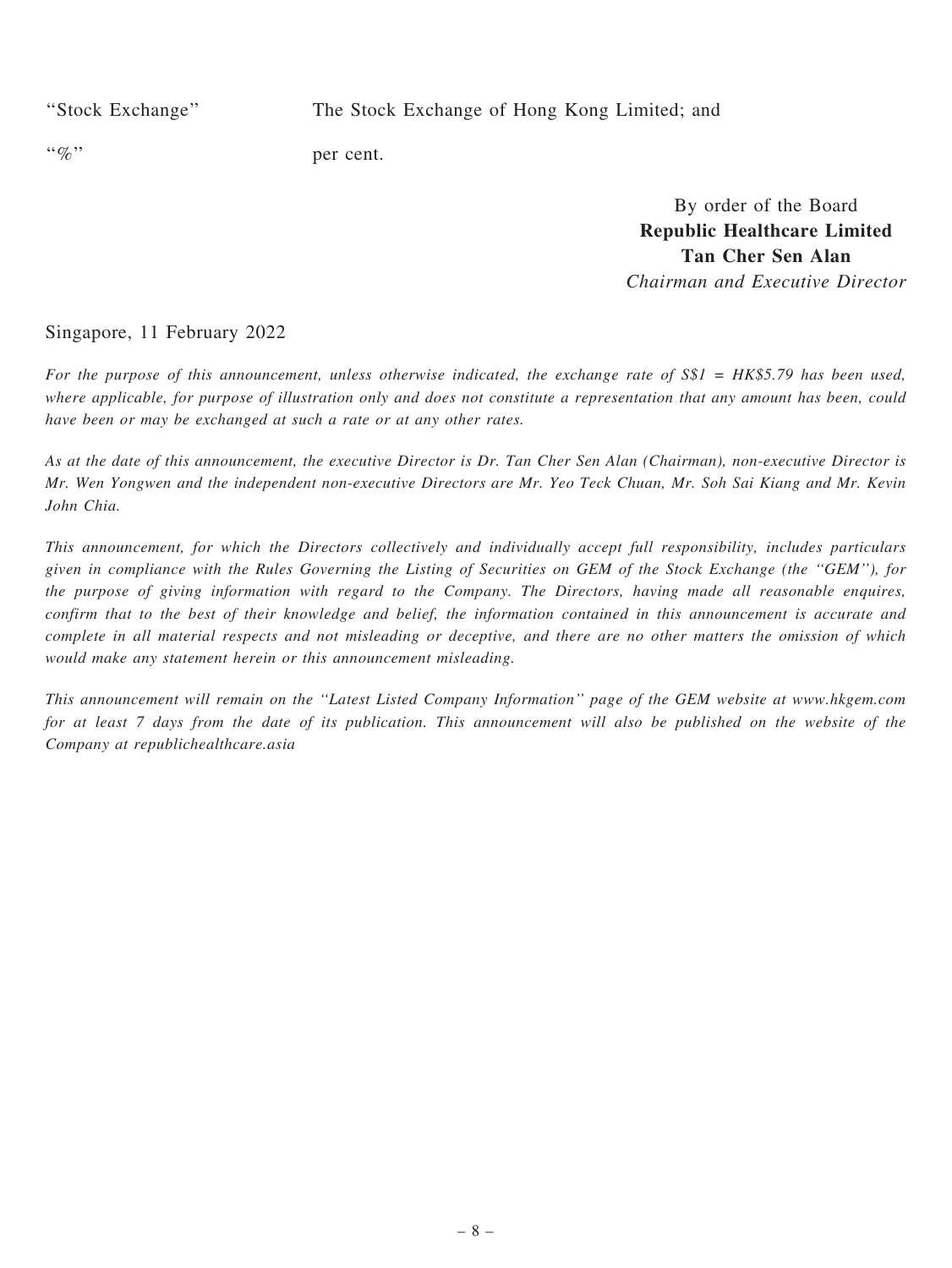| | |
|---|---|
| "Stock Exchange" | The Stock Exchange of Hong Kong Limited; and |
| "%" | per cent. |

By order of the Board
**Republic Healthcare Limited**
**Tan Cher Sen Alan**
*Chairman and Executive Director*

Singapore, 11 February 2022

*For the purpose of this announcement, unless otherwise indicated, the exchange rate of S$1 = HK$5.79 has been used, where applicable, for purpose of illustration only and does not constitute a representation that any amount has been, could have been or may be exchanged at such a rate or at any other rates.*

*As at the date of this announcement, the executive Director is Dr. Tan Cher Sen Alan (Chairman), non-executive Director is Mr. Wen Yongwen and the independent non-executive Directors are Mr. Yeo Teck Chuan, Mr. Soh Sai Kiang and Mr. Kevin John Chia.*

*This announcement, for which the Directors collectively and individually accept full responsibility, includes particulars given in compliance with the Rules Governing the Listing of Securities on GEM of the Stock Exchange (the "GEM"), for the purpose of giving information with regard to the Company. The Directors, having made all reasonable enquires, confirm that to the best of their knowledge and belief, the information contained in this announcement is accurate and complete in all material respects and not misleading or deceptive, and there are no other matters the omission of which would make any statement herein or this announcement misleading.*

*This announcement will remain on the "Latest Listed Company Information" page of the GEM website at www.hkgem.com for at least 7 days from the date of its publication. This announcement will also be published on the website of the Company at republichealthcare.asia*